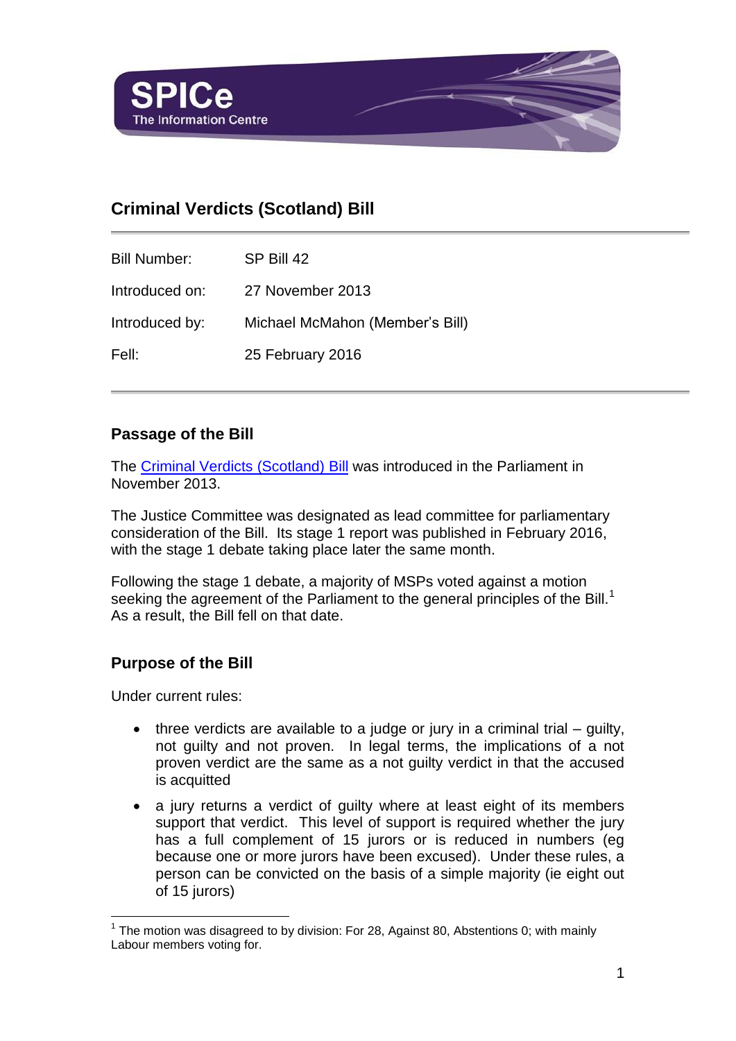SPICe
The Information Centre

# Criminal Verdicts (Scotland) Bill

| | |
|---|---|
| Bill Number: | SP Bill 42 |
| Introduced on: | 27 November 2013 |
| Introduced by: | Michael McMahon (Member's Bill) |
| Fell: | 25 February 2016 |

## Passage of the Bill

The Criminal Verdicts (Scotland) Bill was introduced in the Parliament in November 2013.

The Justice Committee was designated as lead committee for parliamentary consideration of the Bill. Its stage 1 report was published in February 2016, with the stage 1 debate taking place later the same month.

Following the stage 1 debate, a majority of MSPs voted against a motion seeking the agreement of the Parliament to the general principles of the Bill.[1] As a result, the Bill fell on that date.

## Purpose of the Bill

Under current rules:

- three verdicts are available to a judge or jury in a criminal trial – guilty, not guilty and not proven. In legal terms, the implications of a not proven verdict are the same as a not guilty verdict in that the accused is acquitted
- a jury returns a verdict of guilty where at least eight of its members support that verdict. This level of support is required whether the jury has a full complement of 15 jurors or is reduced in numbers (eg because one or more jurors have been excused). Under these rules, a person can be convicted on the basis of a simple majority (ie eight out of 15 jurors)

[1] The motion was disagreed to by division: For 28, Against 80, Abstentions 0; with mainly Labour members voting for.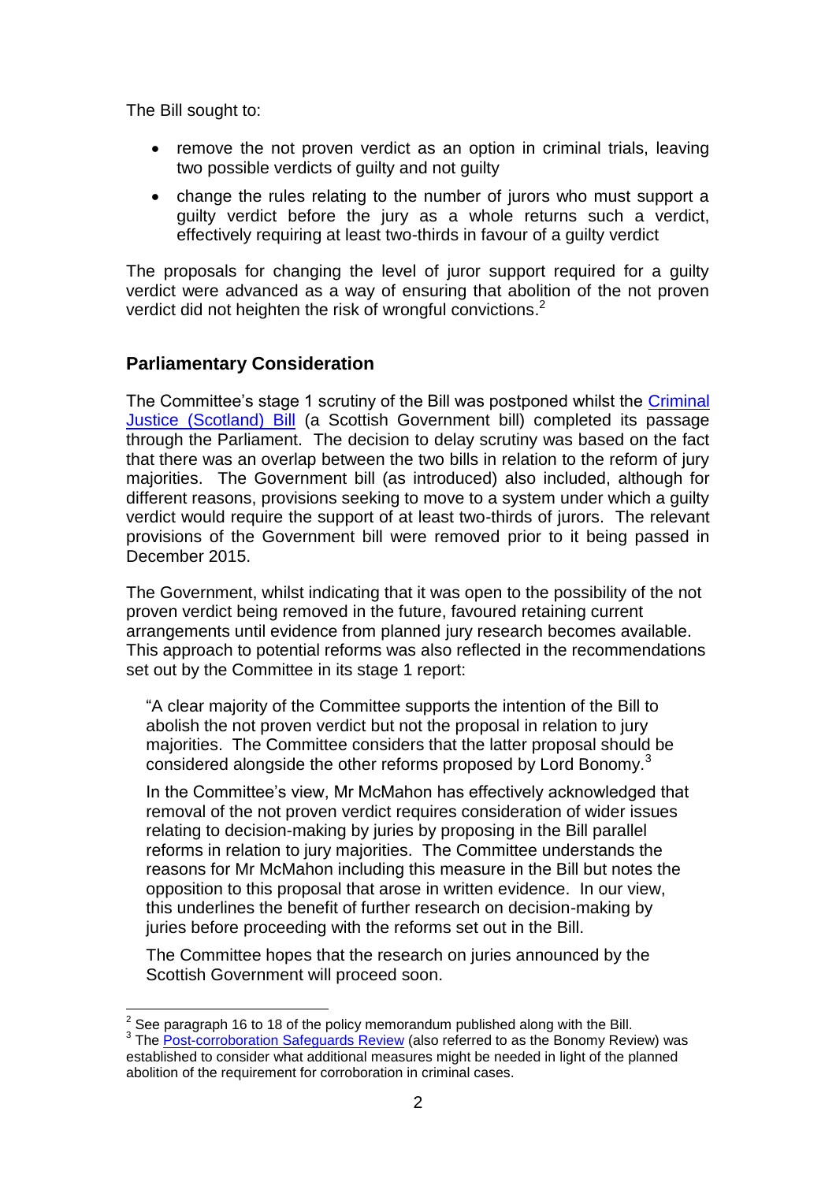The Bill sought to:

- remove the not proven verdict as an option in criminal trials, leaving two possible verdicts of guilty and not guilty
- change the rules relating to the number of jurors who must support a guilty verdict before the jury as a whole returns such a verdict, effectively requiring at least two-thirds in favour of a guilty verdict

The proposals for changing the level of juror support required for a guilty verdict were advanced as a way of ensuring that abolition of the not proven verdict did not heighten the risk of wrongful convictions.[2]

## Parliamentary Consideration

The Committee's stage 1 scrutiny of the Bill was postponed whilst the Criminal Justice (Scotland) Bill (a Scottish Government bill) completed its passage through the Parliament. The decision to delay scrutiny was based on the fact that there was an overlap between the two bills in relation to the reform of jury majorities. The Government bill (as introduced) also included, although for different reasons, provisions seeking to move to a system under which a guilty verdict would require the support of at least two-thirds of jurors. The relevant provisions of the Government bill were removed prior to it being passed in December 2015.

The Government, whilst indicating that it was open to the possibility of the not proven verdict being removed in the future, favoured retaining current arrangements until evidence from planned jury research becomes available. This approach to potential reforms was also reflected in the recommendations set out by the Committee in its stage 1 report:

> "A clear majority of the Committee supports the intention of the Bill to abolish the not proven verdict but not the proposal in relation to jury majorities. The Committee considers that the latter proposal should be considered alongside the other reforms proposed by Lord Bonomy.[3]
>
> In the Committee's view, Mr McMahon has effectively acknowledged that removal of the not proven verdict requires consideration of wider issues relating to decision-making by juries by proposing in the Bill parallel reforms in relation to jury majorities. The Committee understands the reasons for Mr McMahon including this measure in the Bill but notes the opposition to this proposal that arose in written evidence. In our view, this underlines the benefit of further research on decision-making by juries before proceeding with the reforms set out in the Bill.
>
> The Committee hopes that the research on juries announced by the Scottish Government will proceed soon.

[2] See paragraph 16 to 18 of the policy memorandum published along with the Bill.

[3] The Post-corroboration Safeguards Review (also referred to as the Bonomy Review) was established to consider what additional measures might be needed in light of the planned abolition of the requirement for corroboration in criminal cases.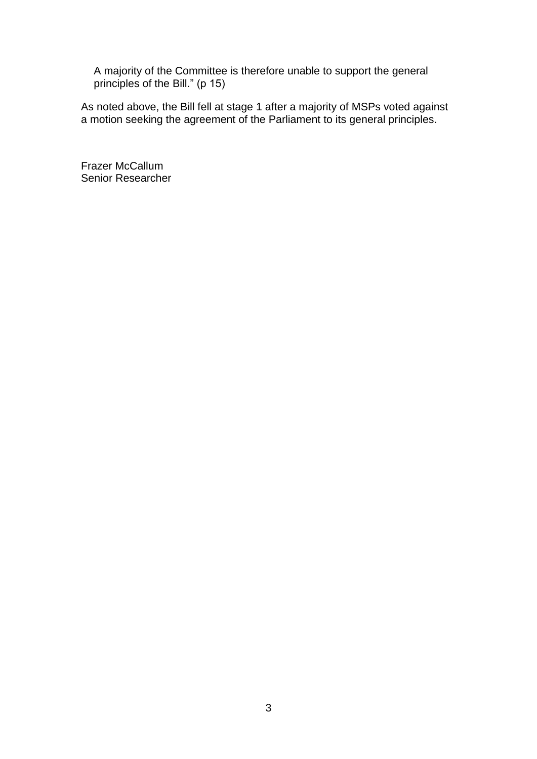> A majority of the Committee is therefore unable to support the general principles of the Bill." (p 15)

As noted above, the Bill fell at stage 1 after a majority of MSPs voted against a motion seeking the agreement of the Parliament to its general principles.

Frazer McCallum
Senior Researcher